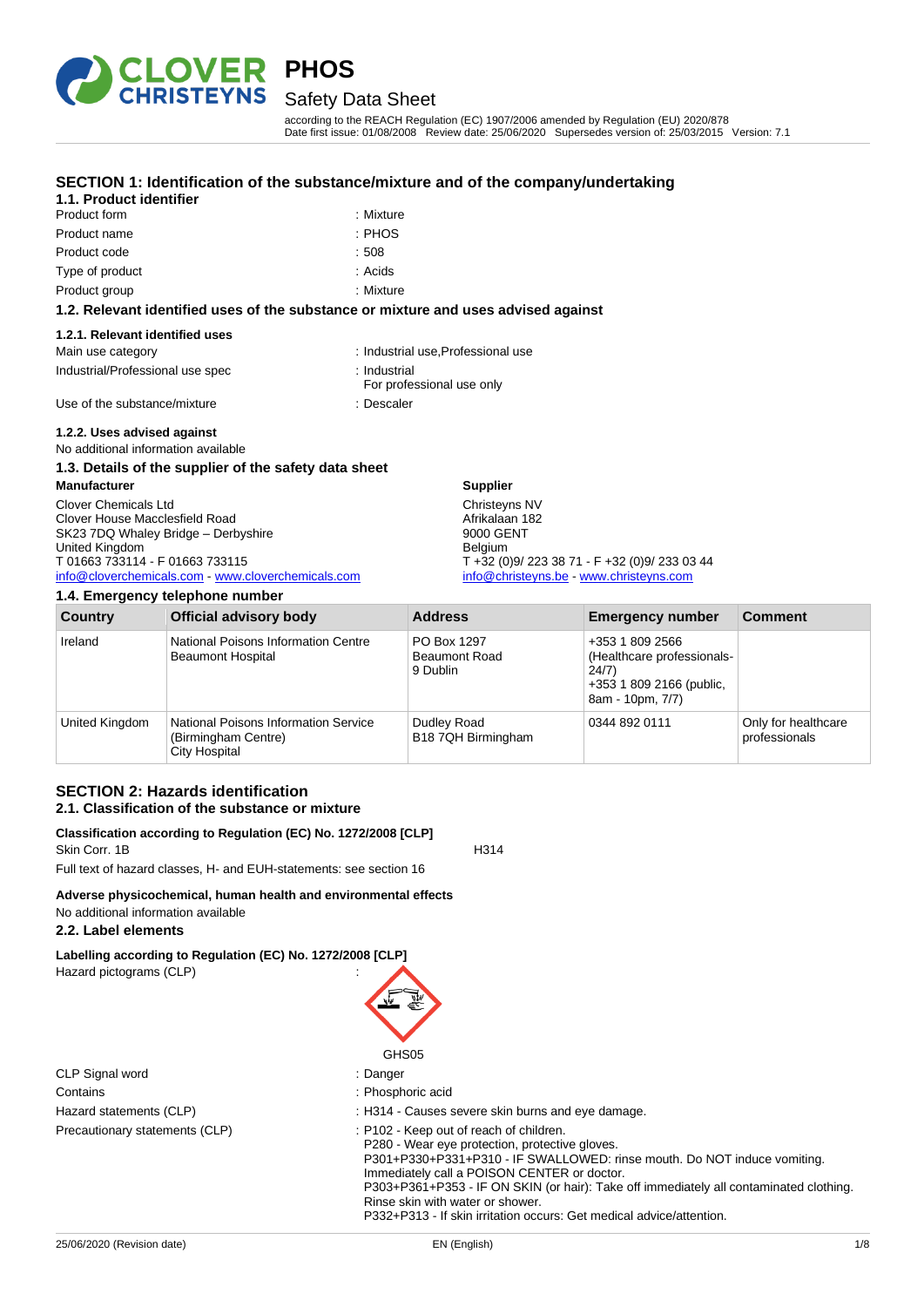# PHOS

## Safety Data Sheet

according to the REACH Regulation (EC) 1907/2006 amended by Regulation (EU) 2020/878
Date first issue: 01/08/2008 Review date: 25/06/2020 Supersedes version of: 25/03/2015 Version: 7.1

## SECTION 1: Identification of the substance/mixture and of the company/undertaking

### 1.1. Product identifier

| | |
|---|---|
| Product form | : Mixture |
| Product name | : PHOS |
| Product code | : 508 |
| Type of product | : Acids |
| Product group | : Mixture |

### 1.2. Relevant identified uses of the substance or mixture and uses advised against

#### 1.2.1. Relevant identified uses

| | |
|---|---|
| Main use category | : Industrial use,Professional use |
| Industrial/Professional use spec | : Industrial<br>For professional use only |
| Use of the substance/mixture | : Descaler |

#### 1.2.2. Uses advised against

No additional information available

### 1.3. Details of the supplier of the safety data sheet

**Manufacturer**

Clover Chemicals Ltd
Clover House Macclesfield Road
SK23 7DQ Whaley Bridge – Derbyshire
United Kingdom
T 01663 733114 - F 01663 733115
info@cloverchemicals.com - www.cloverchemicals.com

**Supplier**

Christeyns NV
Afrikalaan 182
9000 GENT
Belgium
T +32 (0)9/ 223 38 71 - F +32 (0)9/ 233 03 44
info@christeyns.be - www.christeyns.com

### 1.4. Emergency telephone number

| Country | Official advisory body | Address | Emergency number | Comment |
|---|---|---|---|---|
| Ireland | National Poisons Information Centre<br>Beaumont Hospital | PO Box 1297<br>Beaumont Road<br>9 Dublin | +353 1 809 2566 (Healthcare professionals- 24/7)<br>+353 1 809 2166 (public, 8am - 10pm, 7/7) | |
| United Kingdom | National Poisons Information Service (Birmingham Centre)<br>City Hospital | Dudley Road<br>B18 7QH Birmingham | 0344 892 0111 | Only for healthcare professionals |

## SECTION 2: Hazards identification

### 2.1. Classification of the substance or mixture

**Classification according to Regulation (EC) No. 1272/2008 [CLP]**

Skin Corr. 1B H314

Full text of hazard classes, H- and EUH-statements: see section 16

**Adverse physicochemical, human health and environmental effects**

No additional information available

### 2.2. Label elements

**Labelling according to Regulation (EC) No. 1272/2008 [CLP]**

Hazard pictograms (CLP) :

GHS05

| | |
|---|---|
| CLP Signal word | : Danger |
| Contains | : Phosphoric acid |
| Hazard statements (CLP) | : H314 - Causes severe skin burns and eye damage. |
| Precautionary statements (CLP) | : P102 - Keep out of reach of children.<br>P280 - Wear eye protection, protective gloves.<br>P301+P330+P331+P310 - IF SWALLOWED: rinse mouth. Do NOT induce vomiting. Immediately call a POISON CENTER or doctor.<br>P303+P361+P353 - IF ON SKIN (or hair): Take off immediately all contaminated clothing. Rinse skin with water or shower.<br>P332+P313 - If skin irritation occurs: Get medical advice/attention. |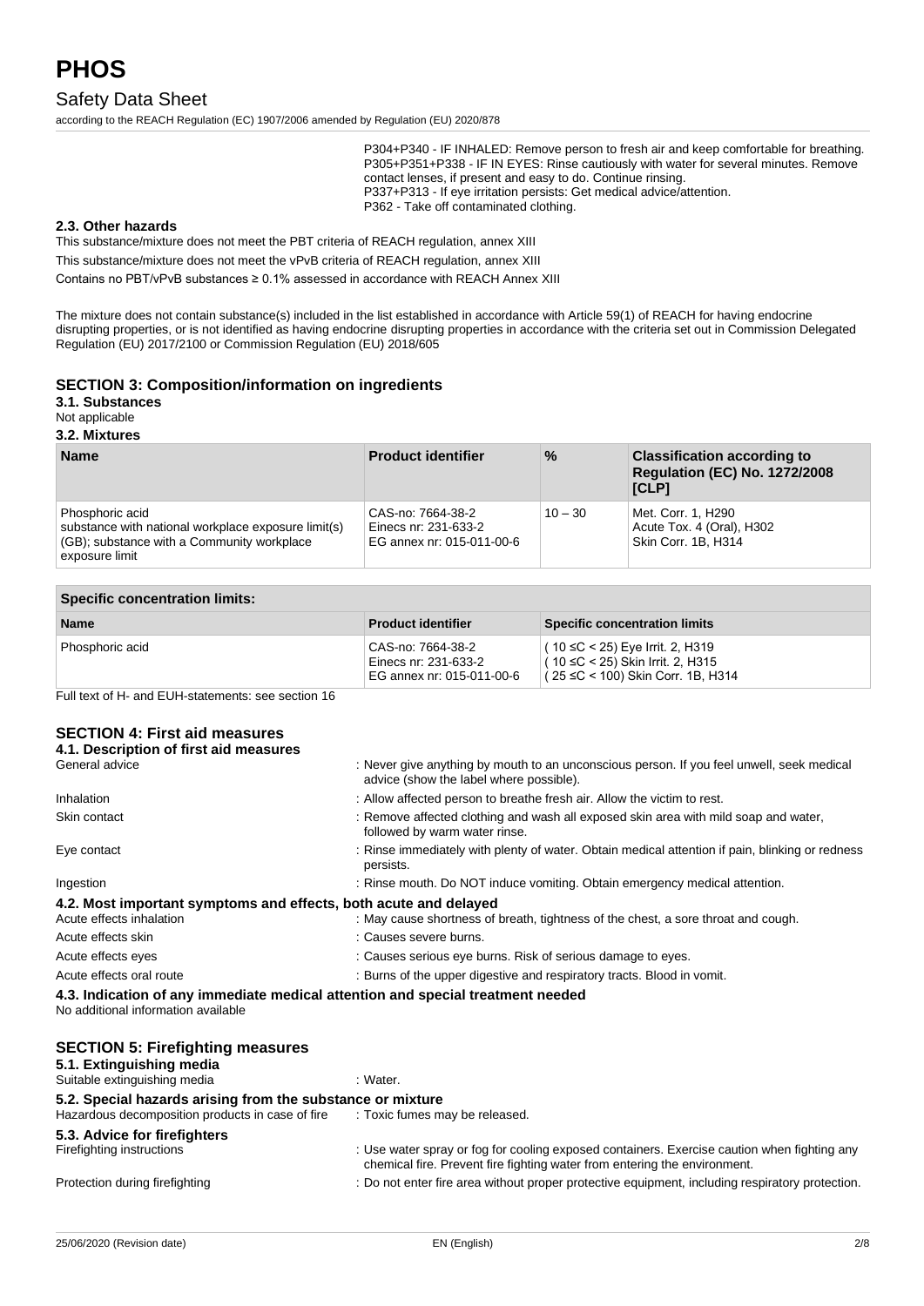P304+P340 - IF INHALED: Remove person to fresh air and keep comfortable for breathing.
P305+P351+P338 - IF IN EYES: Rinse cautiously with water for several minutes. Remove contact lenses, if present and easy to do. Continue rinsing.
P337+P313 - If eye irritation persists: Get medical advice/attention.
P362 - Take off contaminated clothing.

### 2.3. Other hazards

This substance/mixture does not meet the PBT criteria of REACH regulation, annex XIII

This substance/mixture does not meet the vPvB criteria of REACH regulation, annex XIII

Contains no PBT/vPvB substances ≥ 0.1% assessed in accordance with REACH Annex XIII

The mixture does not contain substance(s) included in the list established in accordance with Article 59(1) of REACH for having endocrine disrupting properties, or is not identified as having endocrine disrupting properties in accordance with the criteria set out in Commission Delegated Regulation (EU) 2017/2100 or Commission Regulation (EU) 2018/605

## SECTION 3: Composition/information on ingredients

### 3.1. Substances

Not applicable

### 3.2. Mixtures

| Name | Product identifier | % | Classification according to Regulation (EC) No. 1272/2008 [CLP] |
|---|---|---|---|
| Phosphoric acid<br>substance with national workplace exposure limit(s) (GB); substance with a Community workplace exposure limit | CAS-no: 7664-38-2<br>Einecs nr: 231-633-2<br>EG annex nr: 015-011-00-6 | 10 – 30 | Met. Corr. 1, H290<br>Acute Tox. 4 (Oral), H302<br>Skin Corr. 1B, H314 |

| Specific concentration limits: | | |
|---|---|---|
| **Name** | **Product identifier** | **Specific concentration limits** |
| Phosphoric acid | CAS-no: 7664-38-2<br>Einecs nr: 231-633-2<br>EG annex nr: 015-011-00-6 | ( 10 ≤C < 25) Eye Irrit. 2, H319<br>( 10 ≤C < 25) Skin Irrit. 2, H315<br>( 25 ≤C < 100) Skin Corr. 1B, H314 |

Full text of H- and EUH-statements: see section 16

## SECTION 4: First aid measures

### 4.1. Description of first aid measures

General advice : Never give anything by mouth to an unconscious person. If you feel unwell, seek medical advice (show the label where possible).

Inhalation : Allow affected person to breathe fresh air. Allow the victim to rest.

Skin contact : Remove affected clothing and wash all exposed skin area with mild soap and water, followed by warm water rinse.

Eye contact : Rinse immediately with plenty of water. Obtain medical attention if pain, blinking or redness persists.

Ingestion : Rinse mouth. Do NOT induce vomiting. Obtain emergency medical attention.

### 4.2. Most important symptoms and effects, both acute and delayed

Acute effects inhalation : May cause shortness of breath, tightness of the chest, a sore throat and cough.

Acute effects skin : Causes severe burns.

Acute effects eyes : Causes serious eye burns. Risk of serious damage to eyes.

Acute effects oral route : Burns of the upper digestive and respiratory tracts. Blood in vomit.

### 4.3. Indication of any immediate medical attention and special treatment needed

No additional information available

## SECTION 5: Firefighting measures

### 5.1. Extinguishing media

Suitable extinguishing media : Water.

### 5.2. Special hazards arising from the substance or mixture

Hazardous decomposition products in case of fire : Toxic fumes may be released.

### 5.3. Advice for firefighters

Firefighting instructions : Use water spray or fog for cooling exposed containers. Exercise caution when fighting any chemical fire. Prevent fire fighting water from entering the environment.

Protection during firefighting : Do not enter fire area without proper protective equipment, including respiratory protection.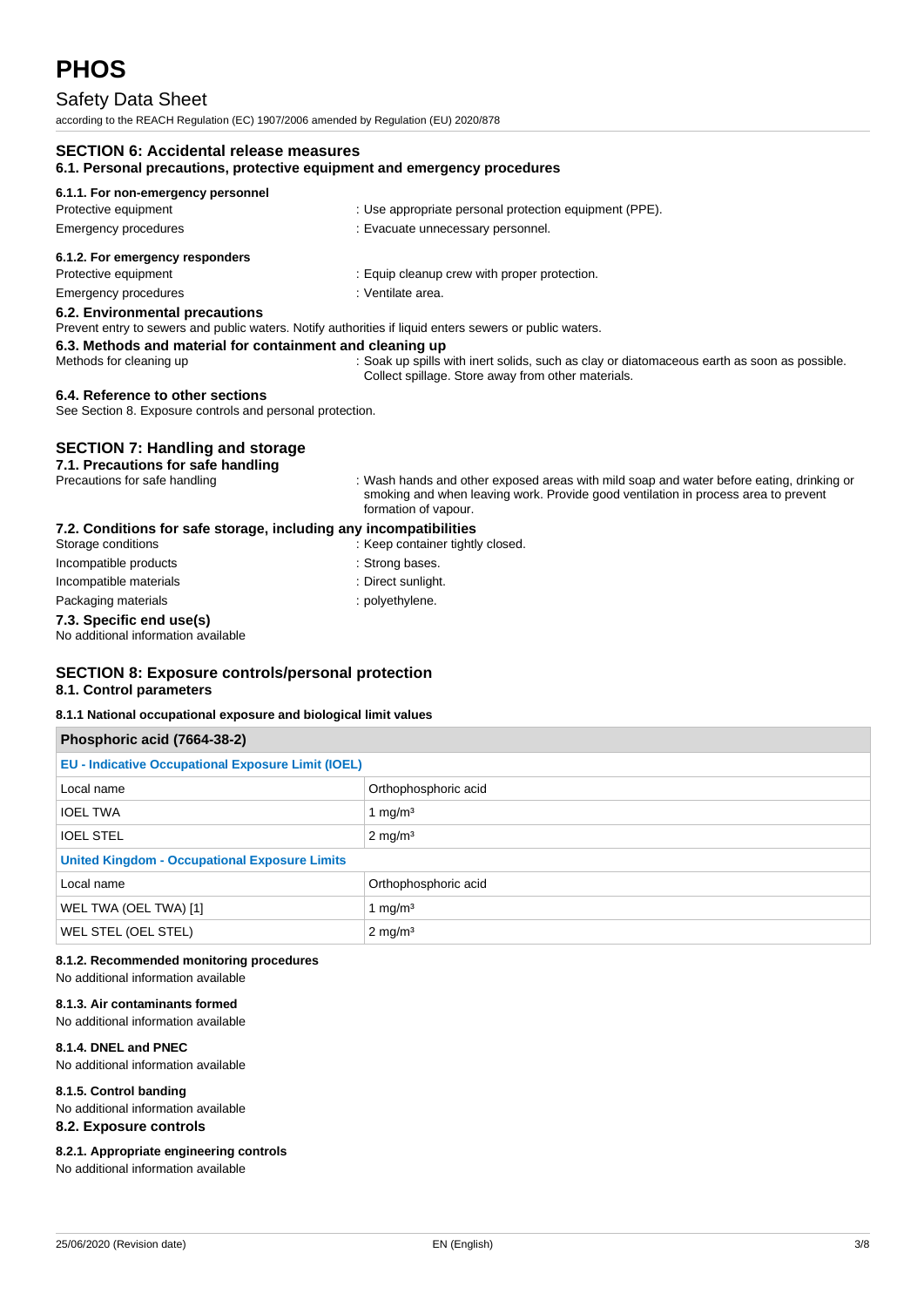## SECTION 6: Accidental release measures

### 6.1. Personal precautions, protective equipment and emergency procedures

#### 6.1.1. For non-emergency personnel

Protective equipment : Use appropriate personal protection equipment (PPE).

Emergency procedures : Evacuate unnecessary personnel.

#### 6.1.2. For emergency responders

Protective equipment : Equip cleanup crew with proper protection.

Emergency procedures : Ventilate area.

### 6.2. Environmental precautions

Prevent entry to sewers and public waters. Notify authorities if liquid enters sewers or public waters.

### 6.3. Methods and material for containment and cleaning up

Methods for cleaning up : Soak up spills with inert solids, such as clay or diatomaceous earth as soon as possible. Collect spillage. Store away from other materials.

### 6.4. Reference to other sections

See Section 8. Exposure controls and personal protection.

## SECTION 7: Handling and storage

### 7.1. Precautions for safe handling

Precautions for safe handling : Wash hands and other exposed areas with mild soap and water before eating, drinking or smoking and when leaving work. Provide good ventilation in process area to prevent formation of vapour.

### 7.2. Conditions for safe storage, including any incompatibilities

Storage conditions : Keep container tightly closed.

Incompatible products : Strong bases.

Incompatible materials : Direct sunlight.

Packaging materials : polyethylene.

### 7.3. Specific end use(s)

No additional information available

## SECTION 8: Exposure controls/personal protection

### 8.1. Control parameters

#### 8.1.1 National occupational exposure and biological limit values

| Phosphoric acid (7664-38-2) | |
|---|---|
| **EU - Indicative Occupational Exposure Limit (IOEL)** | |
| Local name | Orthophosphoric acid |
| IOEL TWA | 1 mg/m³ |
| IOEL STEL | 2 mg/m³ |
| **United Kingdom - Occupational Exposure Limits** | |
| Local name | Orthophosphoric acid |
| WEL TWA (OEL TWA) [1] | 1 mg/m³ |
| WEL STEL (OEL STEL) | 2 mg/m³ |

#### 8.1.2. Recommended monitoring procedures

No additional information available

#### 8.1.3. Air contaminants formed

No additional information available

#### 8.1.4. DNEL and PNEC

No additional information available

#### 8.1.5. Control banding

No additional information available

### 8.2. Exposure controls

#### 8.2.1. Appropriate engineering controls

No additional information available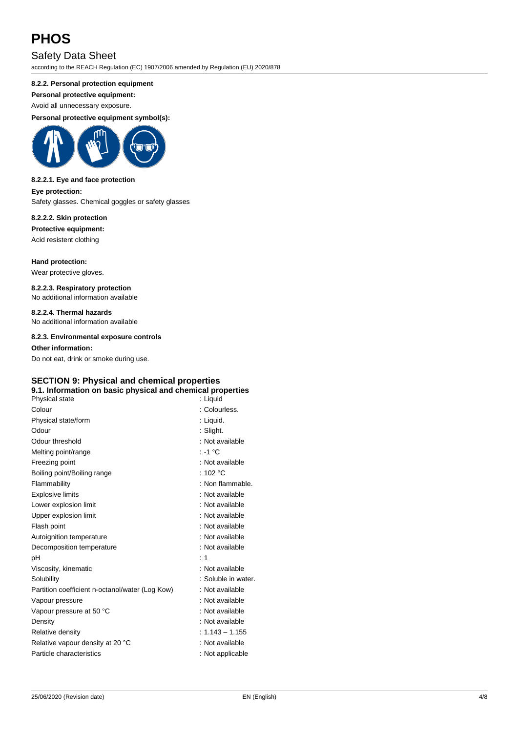#### 8.2.2. Personal protection equipment

**Personal protective equipment:**

Avoid all unnecessary exposure.

**Personal protective equipment symbol(s):**

#### 8.2.2.1. Eye and face protection

**Eye protection:**

Safety glasses. Chemical goggles or safety glasses

#### 8.2.2.2. Skin protection

**Protective equipment:**

Acid resistent clothing

**Hand protection:**

Wear protective gloves.

#### 8.2.2.3. Respiratory protection

No additional information available

#### 8.2.2.4. Thermal hazards

No additional information available

#### 8.2.3. Environmental exposure controls

**Other information:**

Do not eat, drink or smoke during use.

## SECTION 9: Physical and chemical properties

### 9.1. Information on basic physical and chemical properties

| Property | Value |
|---|---|
| Physical state | : Liquid |
| Colour | : Colourless. |
| Physical state/form | : Liquid. |
| Odour | : Slight. |
| Odour threshold | : Not available |
| Melting point/range | : -1 °C |
| Freezing point | : Not available |
| Boiling point/Boiling range | : 102 °C |
| Flammability | : Non flammable. |
| Explosive limits | : Not available |
| Lower explosion limit | : Not available |
| Upper explosion limit | : Not available |
| Flash point | : Not available |
| Autoignition temperature | : Not available |
| Decomposition temperature | : Not available |
| pH | : 1 |
| Viscosity, kinematic | : Not available |
| Solubility | : Soluble in water. |
| Partition coefficient n-octanol/water (Log Kow) | : Not available |
| Vapour pressure | : Not available |
| Vapour pressure at 50 °C | : Not available |
| Density | : Not available |
| Relative density | : 1.143 – 1.155 |
| Relative vapour density at 20 °C | : Not available |
| Particle characteristics | : Not applicable |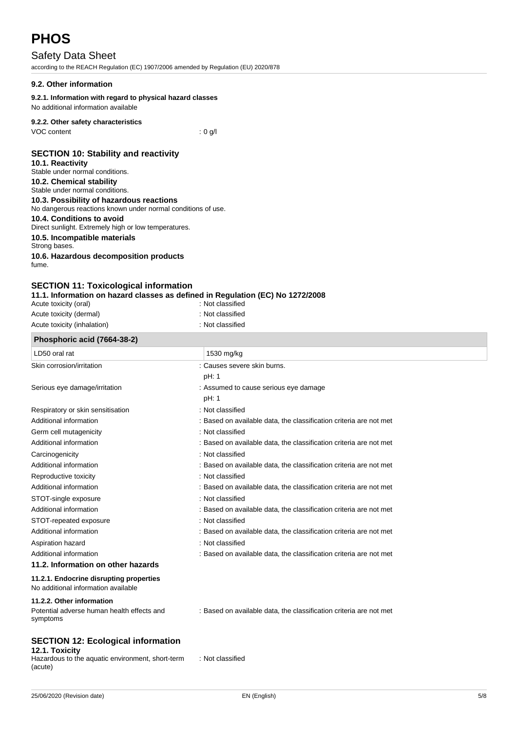### 9.2. Other information

#### 9.2.1. Information with regard to physical hazard classes

No additional information available

#### 9.2.2. Other safety characteristics

VOC content : 0 g/l

## SECTION 10: Stability and reactivity

### 10.1. Reactivity

Stable under normal conditions.

### 10.2. Chemical stability

Stable under normal conditions.

### 10.3. Possibility of hazardous reactions

No dangerous reactions known under normal conditions of use.

### 10.4. Conditions to avoid

Direct sunlight. Extremely high or low temperatures.

### 10.5. Incompatible materials

Strong bases.

### 10.6. Hazardous decomposition products

fume.

## SECTION 11: Toxicological information

### 11.1. Information on hazard classes as defined in Regulation (EC) No 1272/2008

Acute toxicity (oral) : Not classified

Acute toxicity (dermal) : Not classified

Acute toxicity (inhalation) : Not classified

| Phosphoric acid (7664-38-2) | |
|---|---|
| LD50 oral rat | 1530 mg/kg |

Skin corrosion/irritation : Causes severe skin burns.

pH: 1

Serious eye damage/irritation : Assumed to cause serious eye damage

pH: 1

Respiratory or skin sensitisation : Not classified

Additional information : Based on available data, the classification criteria are not met

Germ cell mutagenicity : Not classified

Additional information : Based on available data, the classification criteria are not met

Carcinogenicity : Not classified

Additional information : Based on available data, the classification criteria are not met

Reproductive toxicity : Not classified

Additional information : Based on available data, the classification criteria are not met

STOT-single exposure : Not classified

Additional information : Based on available data, the classification criteria are not met

STOT-repeated exposure : Not classified

Additional information : Based on available data, the classification criteria are not met

Aspiration hazard : Not classified

Additional information : Based on available data, the classification criteria are not met

### 11.2. Information on other hazards

#### 11.2.1. Endocrine disrupting properties

No additional information available

#### 11.2.2. Other information

Potential adverse human health effects and symptoms : Based on available data, the classification criteria are not met

## SECTION 12: Ecological information

### 12.1. Toxicity

Hazardous to the aquatic environment, short-term (acute) : Not classified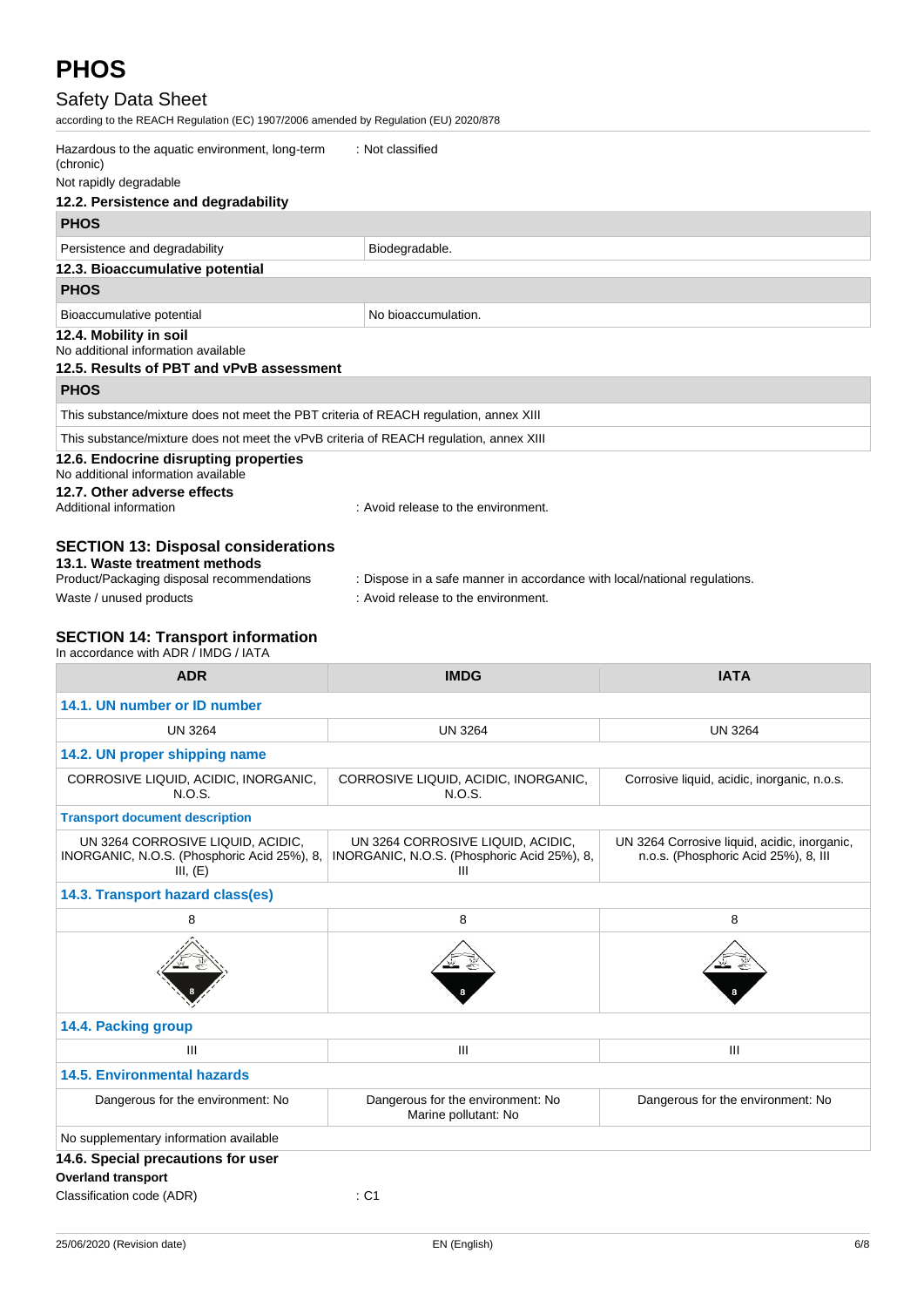Hazardous to the aquatic environment, long-term (chronic) : Not classified

Not rapidly degradable

### 12.2. Persistence and degradability

| PHOS | |
|---|---|
| Persistence and degradability | Biodegradable. |

### 12.3. Bioaccumulative potential

| PHOS | |
|---|---|
| Bioaccumulative potential | No bioaccumulation. |

### 12.4. Mobility in soil

No additional information available

### 12.5. Results of PBT and vPvB assessment

| PHOS |
|---|
| This substance/mixture does not meet the PBT criteria of REACH regulation, annex XIII |
| This substance/mixture does not meet the vPvB criteria of REACH regulation, annex XIII |

### 12.6. Endocrine disrupting properties

No additional information available

### 12.7. Other adverse effects

Additional information : Avoid release to the environment.

## SECTION 13: Disposal considerations

### 13.1. Waste treatment methods

Product/Packaging disposal recommendations : Dispose in a safe manner in accordance with local/national regulations.

Waste / unused products : Avoid release to the environment.

## SECTION 14: Transport information

In accordance with ADR / IMDG / IATA

| ADR | IMDG | IATA |
|---|---|---|
| **14.1. UN number or ID number** | | |
| UN 3264 | UN 3264 | UN 3264 |
| **14.2. UN proper shipping name** | | |
| CORROSIVE LIQUID, ACIDIC, INORGANIC, N.O.S. | CORROSIVE LIQUID, ACIDIC, INORGANIC, N.O.S. | Corrosive liquid, acidic, inorganic, n.o.s. |
| **Transport document description** | | |
| UN 3264 CORROSIVE LIQUID, ACIDIC, INORGANIC, N.O.S. (Phosphoric Acid 25%), 8, III, (E) | UN 3264 CORROSIVE LIQUID, ACIDIC, INORGANIC, N.O.S. (Phosphoric Acid 25%), 8, III | UN 3264 Corrosive liquid, acidic, inorganic, n.o.s. (Phosphoric Acid 25%), 8, III |
| **14.3. Transport hazard class(es)** | | |
| 8 | 8 | 8 |
| **14.4. Packing group** | | |
| III | III | III |
| **14.5. Environmental hazards** | | |
| Dangerous for the environment: No | Dangerous for the environment: No<br>Marine pollutant: No | Dangerous for the environment: No |
| No supplementary information available | | |

### 14.6. Special precautions for user

**Overland transport**

Classification code (ADR) : C1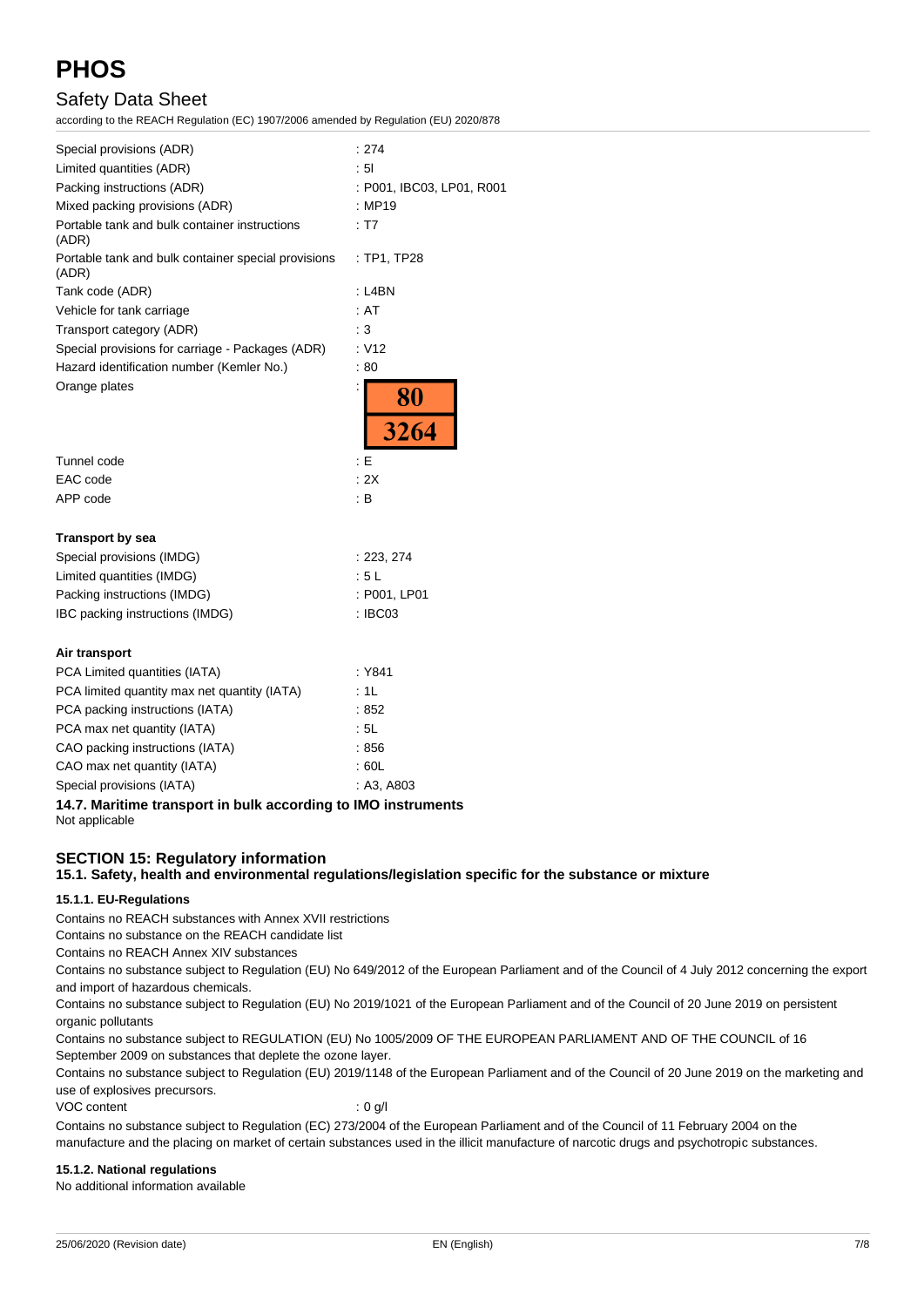| | |
|---|---|
| Special provisions (ADR) | : 274 |
| Limited quantities (ADR) | : 5l |
| Packing instructions (ADR) | : P001, IBC03, LP01, R001 |
| Mixed packing provisions (ADR) | : MP19 |
| Portable tank and bulk container instructions (ADR) | : T7 |
| Portable tank and bulk container special provisions (ADR) | : TP1, TP28 |
| Tank code (ADR) | : L4BN |
| Vehicle for tank carriage | : AT |
| Transport category (ADR) | : 3 |
| Special provisions for carriage - Packages (ADR) | : V12 |
| Hazard identification number (Kemler No.) | : 80 |
| Orange plates | : 80 / 3264 |
| Tunnel code | : E |
| EAC code | : 2X |
| APP code | : B |

**Transport by sea**

| | |
|---|---|
| Special provisions (IMDG) | : 223, 274 |
| Limited quantities (IMDG) | : 5 L |
| Packing instructions (IMDG) | : P001, LP01 |
| IBC packing instructions (IMDG) | : IBC03 |

**Air transport**

| | |
|---|---|
| PCA Limited quantities (IATA) | : Y841 |
| PCA limited quantity max net quantity (IATA) | : 1L |
| PCA packing instructions (IATA) | : 852 |
| PCA max net quantity (IATA) | : 5L |
| CAO packing instructions (IATA) | : 856 |
| CAO max net quantity (IATA) | : 60L |
| Special provisions (IATA) | : A3, A803 |

### 14.7. Maritime transport in bulk according to IMO instruments

Not applicable

## SECTION 15: Regulatory information

### 15.1. Safety, health and environmental regulations/legislation specific for the substance or mixture

#### 15.1.1. EU-Regulations

Contains no REACH substances with Annex XVII restrictions

Contains no substance on the REACH candidate list

Contains no REACH Annex XIV substances

Contains no substance subject to Regulation (EU) No 649/2012 of the European Parliament and of the Council of 4 July 2012 concerning the export and import of hazardous chemicals.

Contains no substance subject to Regulation (EU) No 2019/1021 of the European Parliament and of the Council of 20 June 2019 on persistent organic pollutants

Contains no substance subject to REGULATION (EU) No 1005/2009 OF THE EUROPEAN PARLIAMENT AND OF THE COUNCIL of 16 September 2009 on substances that deplete the ozone layer.

Contains no substance subject to Regulation (EU) 2019/1148 of the European Parliament and of the Council of 20 June 2019 on the marketing and use of explosives precursors.

VOC content : 0 g/l

Contains no substance subject to Regulation (EC) 273/2004 of the European Parliament and of the Council of 11 February 2004 on the manufacture and the placing on market of certain substances used in the illicit manufacture of narcotic drugs and psychotropic substances.

#### 15.1.2. National regulations

No additional information available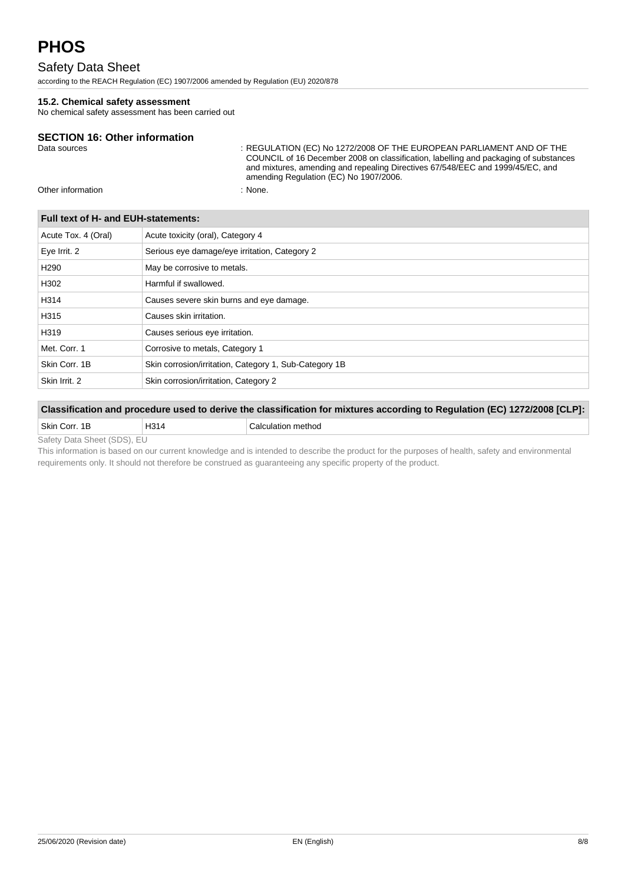#### 15.2. Chemical safety assessment

No chemical safety assessment has been carried out

### SECTION 16: Other information

Data sources : REGULATION (EC) No 1272/2008 OF THE EUROPEAN PARLIAMENT AND OF THE COUNCIL of 16 December 2008 on classification, labelling and packaging of substances and mixtures, amending and repealing Directives 67/548/EEC and 1999/45/EC, and amending Regulation (EC) No 1907/2006.

Other information : None.

| Full text of H- and EUH-statements: | |
|---|---|
| Acute Tox. 4 (Oral) | Acute toxicity (oral), Category 4 |
| Eye Irrit. 2 | Serious eye damage/eye irritation, Category 2 |
| H290 | May be corrosive to metals. |
| H302 | Harmful if swallowed. |
| H314 | Causes severe skin burns and eye damage. |
| H315 | Causes skin irritation. |
| H319 | Causes serious eye irritation. |
| Met. Corr. 1 | Corrosive to metals, Category 1 |
| Skin Corr. 1B | Skin corrosion/irritation, Category 1, Sub-Category 1B |
| Skin Irrit. 2 | Skin corrosion/irritation, Category 2 |

| Classification and procedure used to derive the classification for mixtures according to Regulation (EC) 1272/2008 [CLP]: | | |
|---|---|---|
| Skin Corr. 1B | H314 | Calculation method |

Safety Data Sheet (SDS), EU

This information is based on our current knowledge and is intended to describe the product for the purposes of health, safety and environmental requirements only. It should not therefore be construed as guaranteeing any specific property of the product.